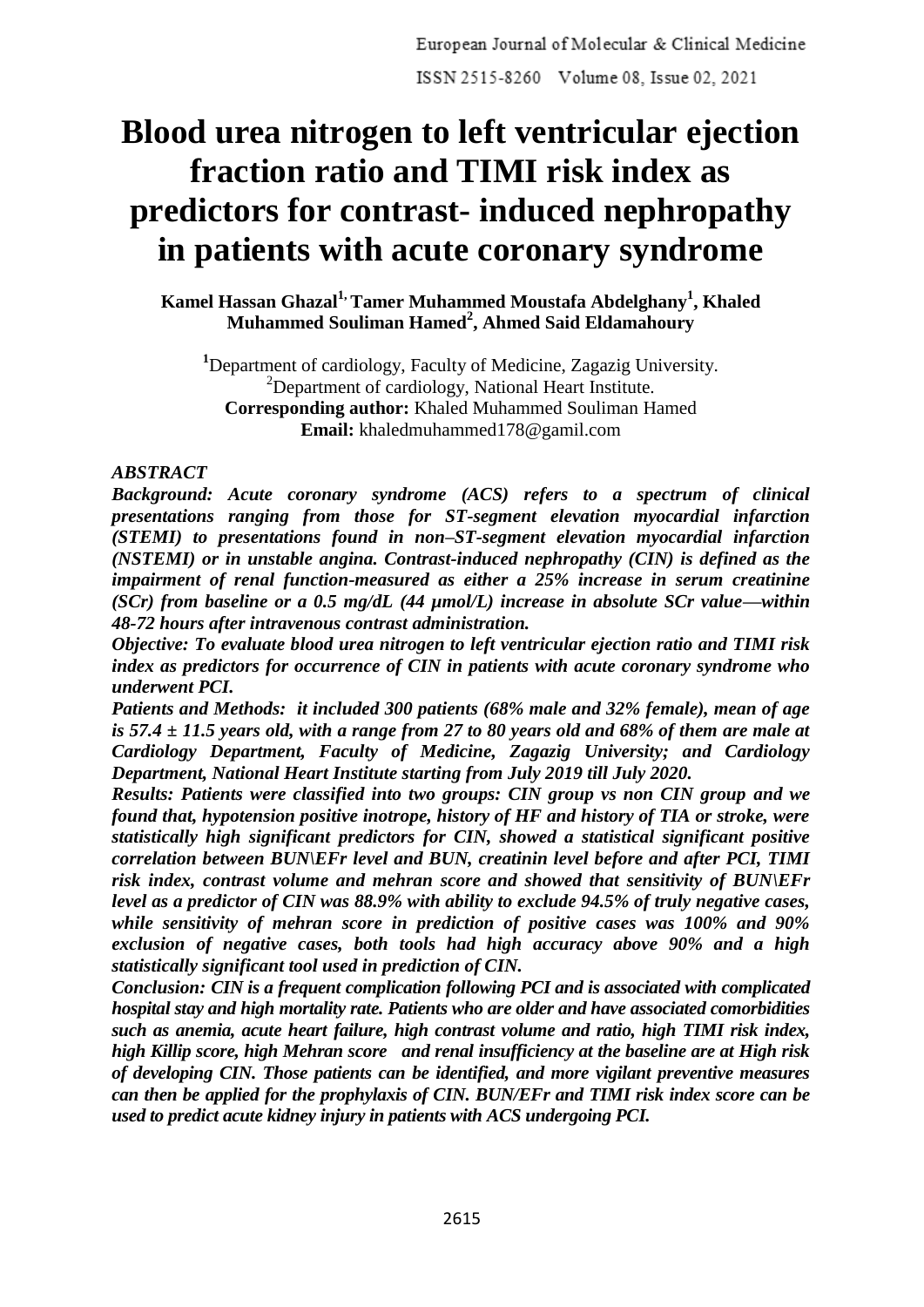# Blood urea nitrogen to left ventricular ejection fraction ratio and TIMI risk index as predictors for contrast- induced nephropathy in patients with acute coronary syndrome

**Kamel Hassan Ghazal[1,] Tamer Muhammed Moustafa Abdelghany[1], Khaled Muhammed Souliman Hamed[2], Ahmed Said Eldamahoury**

[1]Department of cardiology, Faculty of Medicine, Zagazig University.
[2]Department of cardiology, National Heart Institute.
**Corresponding author:** Khaled Muhammed Souliman Hamed
**Email:** khaledmuhammed178@gamil.com

### *ABSTRACT*

***Background: Acute coronary syndrome (ACS) refers to a spectrum of clinical presentations ranging from those for ST-segment elevation myocardial infarction (STEMI) to presentations found in non–ST-segment elevation myocardial infarction (NSTEMI) or in unstable angina. Contrast-induced nephropathy (CIN) is defined as the impairment of renal function-measured as either a 25% increase in serum creatinine (SCr) from baseline or a 0.5 mg/dL (44 µmol/L) increase in absolute SCr value—within 48-72 hours after intravenous contrast administration.***

***Objective: To evaluate blood urea nitrogen to left ventricular ejection ratio and TIMI risk index as predictors for occurrence of CIN in patients with acute coronary syndrome who underwent PCI.***

***Patients and Methods: it included 300 patients (68% male and 32% female), mean of age is 57.4 ± 11.5 years old, with a range from 27 to 80 years old and 68% of them are male at Cardiology Department, Faculty of Medicine, Zagazig University; and Cardiology Department, National Heart Institute starting from July 2019 till July 2020.***

***Results: Patients were classified into two groups: CIN group vs non CIN group and we found that, hypotension positive inotrope, history of HF and history of TIA or stroke, were statistically high significant predictors for CIN, showed a statistical significant positive correlation between BUN\EFr level and BUN, creatinin level before and after PCI, TIMI risk index, contrast volume and mehran score and showed that sensitivity of BUN\EFr level as a predictor of CIN was 88.9% with ability to exclude 94.5% of truly negative cases, while sensitivity of mehran score in prediction of positive cases was 100% and 90% exclusion of negative cases, both tools had high accuracy above 90% and a high statistically significant tool used in prediction of CIN.***

***Conclusion: CIN is a frequent complication following PCI and is associated with complicated hospital stay and high mortality rate. Patients who are older and have associated comorbidities such as anemia, acute heart failure, high contrast volume and ratio, high TIMI risk index, high Killip score, high Mehran score and renal insufficiency at the baseline are at High risk of developing CIN. Those patients can be identified, and more vigilant preventive measures can then be applied for the prophylaxis of CIN. BUN/EFr and TIMI risk index score can be used to predict acute kidney injury in patients with ACS undergoing PCI.***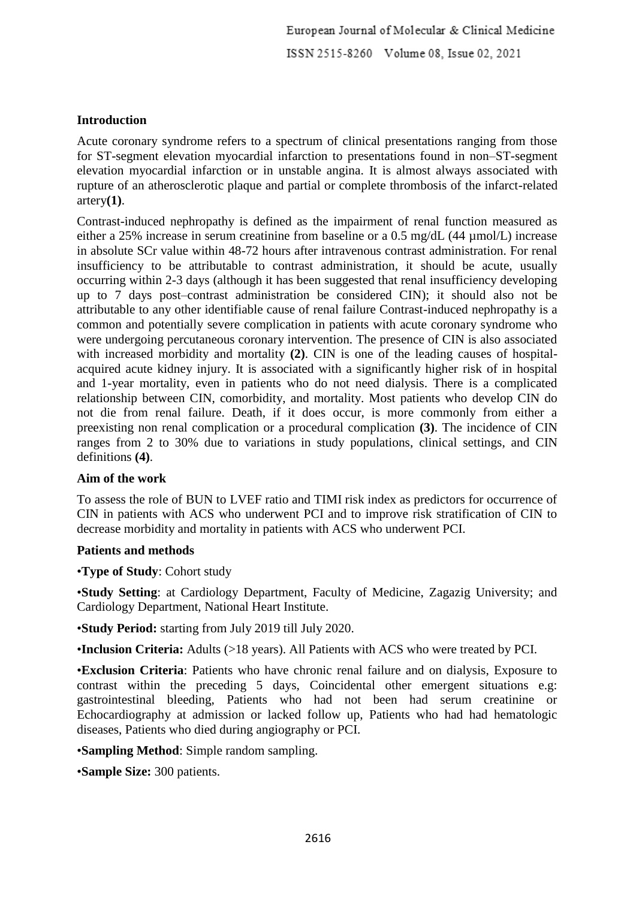## Introduction

Acute coronary syndrome refers to a spectrum of clinical presentations ranging from those for ST-segment elevation myocardial infarction to presentations found in non–ST-segment elevation myocardial infarction or in unstable angina. It is almost always associated with rupture of an atherosclerotic plaque and partial or complete thrombosis of the infarct-related artery**(1)**.

Contrast-induced nephropathy is defined as the impairment of renal function measured as either a 25% increase in serum creatinine from baseline or a 0.5 mg/dL (44 µmol/L) increase in absolute SCr value within 48-72 hours after intravenous contrast administration. For renal insufficiency to be attributable to contrast administration, it should be acute, usually occurring within 2-3 days (although it has been suggested that renal insufficiency developing up to 7 days post–contrast administration be considered CIN); it should also not be attributable to any other identifiable cause of renal failure Contrast-induced nephropathy is a common and potentially severe complication in patients with acute coronary syndrome who were undergoing percutaneous coronary intervention. The presence of CIN is also associated with increased morbidity and mortality **(2)**. CIN is one of the leading causes of hospital-acquired acute kidney injury. It is associated with a significantly higher risk of in hospital and 1-year mortality, even in patients who do not need dialysis. There is a complicated relationship between CIN, comorbidity, and mortality. Most patients who develop CIN do not die from renal failure. Death, if it does occur, is more commonly from either a preexisting non renal complication or a procedural complication **(3)**. The incidence of CIN ranges from 2 to 30% due to variations in study populations, clinical settings, and CIN definitions **(4)**.

## Aim of the work

To assess the role of BUN to LVEF ratio and TIMI risk index as predictors for occurrence of CIN in patients with ACS who underwent PCI and to improve risk stratification of CIN to decrease morbidity and mortality in patients with ACS who underwent PCI.

## Patients and methods

•**Type of Study**: Cohort study

•**Study Setting**: at Cardiology Department, Faculty of Medicine, Zagazig University; and Cardiology Department, National Heart Institute.

•**Study Period:** starting from July 2019 till July 2020.

•**Inclusion Criteria:** Adults (>18 years). All Patients with ACS who were treated by PCI.

•**Exclusion Criteria**: Patients who have chronic renal failure and on dialysis, Exposure to contrast within the preceding 5 days, Coincidental other emergent situations e.g: gastrointestinal bleeding, Patients who had not been had serum creatinine or Echocardiography at admission or lacked follow up, Patients who had had hematologic diseases, Patients who died during angiography or PCI.

•**Sampling Method**: Simple random sampling.

•**Sample Size:** 300 patients.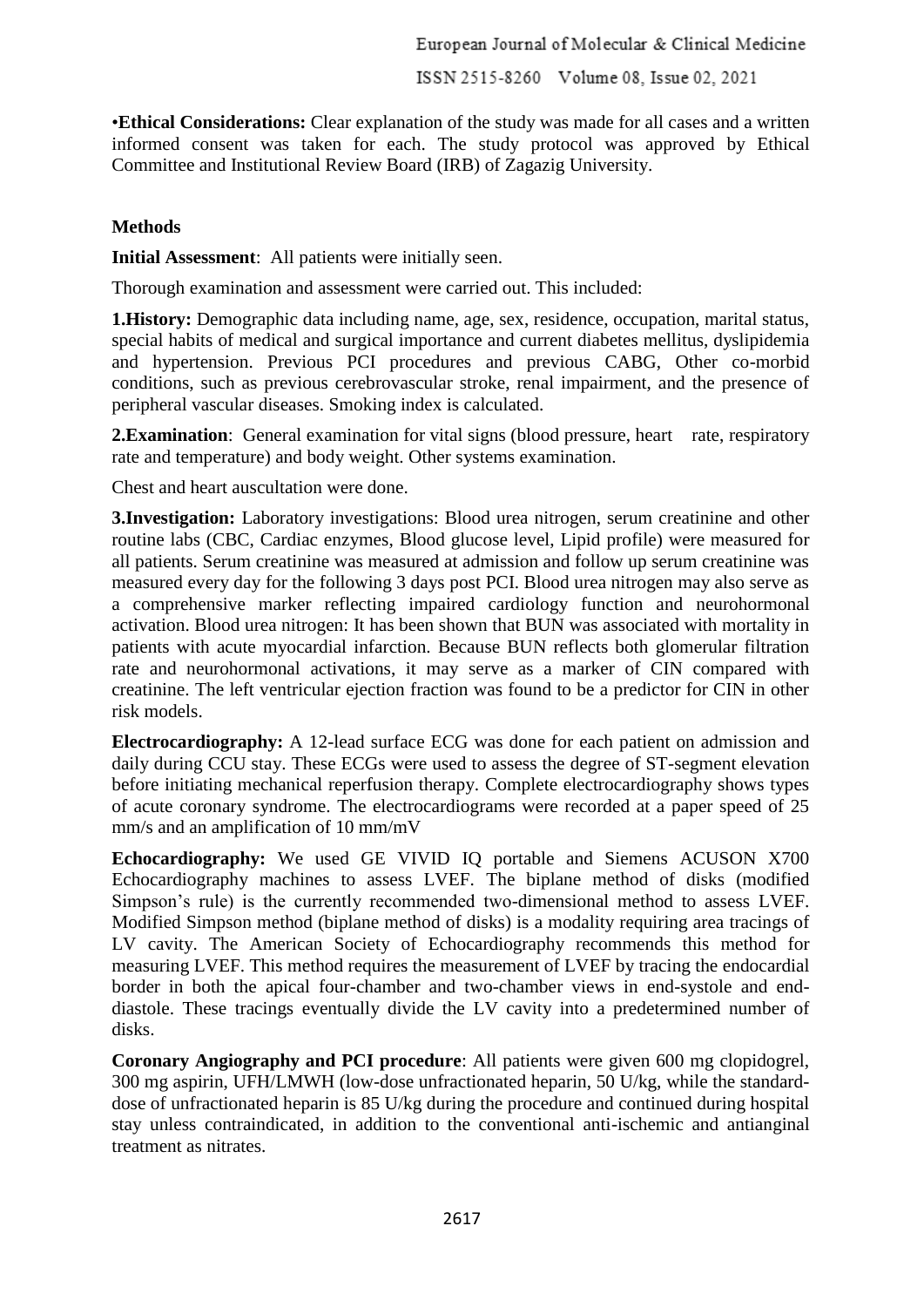•**Ethical Considerations:** Clear explanation of the study was made for all cases and a written informed consent was taken for each. The study protocol was approved by Ethical Committee and Institutional Review Board (IRB) of Zagazig University.

**Methods**

**Initial Assessment**: All patients were initially seen.

Thorough examination and assessment were carried out. This included:

**1.History:** Demographic data including name, age, sex, residence, occupation, marital status, special habits of medical and surgical importance and current diabetes mellitus, dyslipidemia and hypertension. Previous PCI procedures and previous CABG, Other co-morbid conditions, such as previous cerebrovascular stroke, renal impairment, and the presence of peripheral vascular diseases. Smoking index is calculated.

**2.Examination**: General examination for vital signs (blood pressure, heart rate, respiratory rate and temperature) and body weight. Other systems examination.

Chest and heart auscultation were done.

**3.Investigation:** Laboratory investigations: Blood urea nitrogen, serum creatinine and other routine labs (CBC, Cardiac enzymes, Blood glucose level, Lipid profile) were measured for all patients. Serum creatinine was measured at admission and follow up serum creatinine was measured every day for the following 3 days post PCI. Blood urea nitrogen may also serve as a comprehensive marker reflecting impaired cardiology function and neurohormonal activation. Blood urea nitrogen: It has been shown that BUN was associated with mortality in patients with acute myocardial infarction. Because BUN reflects both glomerular filtration rate and neurohormonal activations, it may serve as a marker of CIN compared with creatinine. The left ventricular ejection fraction was found to be a predictor for CIN in other risk models.

**Electrocardiography:** A 12-lead surface ECG was done for each patient on admission and daily during CCU stay. These ECGs were used to assess the degree of ST-segment elevation before initiating mechanical reperfusion therapy. Complete electrocardiography shows types of acute coronary syndrome. The electrocardiograms were recorded at a paper speed of 25 mm/s and an amplification of 10 mm/mV

**Echocardiography:** We used GE VIVID IQ portable and Siemens ACUSON X700 Echocardiography machines to assess LVEF. The biplane method of disks (modified Simpson's rule) is the currently recommended two-dimensional method to assess LVEF. Modified Simpson method (biplane method of disks) is a modality requiring area tracings of LV cavity. The American Society of Echocardiography recommends this method for measuring LVEF. This method requires the measurement of LVEF by tracing the endocardial border in both the apical four-chamber and two-chamber views in end-systole and end-diastole. These tracings eventually divide the LV cavity into a predetermined number of disks.

**Coronary Angiography and PCI procedure**: All patients were given 600 mg clopidogrel, 300 mg aspirin, UFH/LMWH (low-dose unfractionated heparin, 50 U/kg, while the standard-dose of unfractionated heparin is 85 U/kg during the procedure and continued during hospital stay unless contraindicated, in addition to the conventional anti-ischemic and antianginal treatment as nitrates.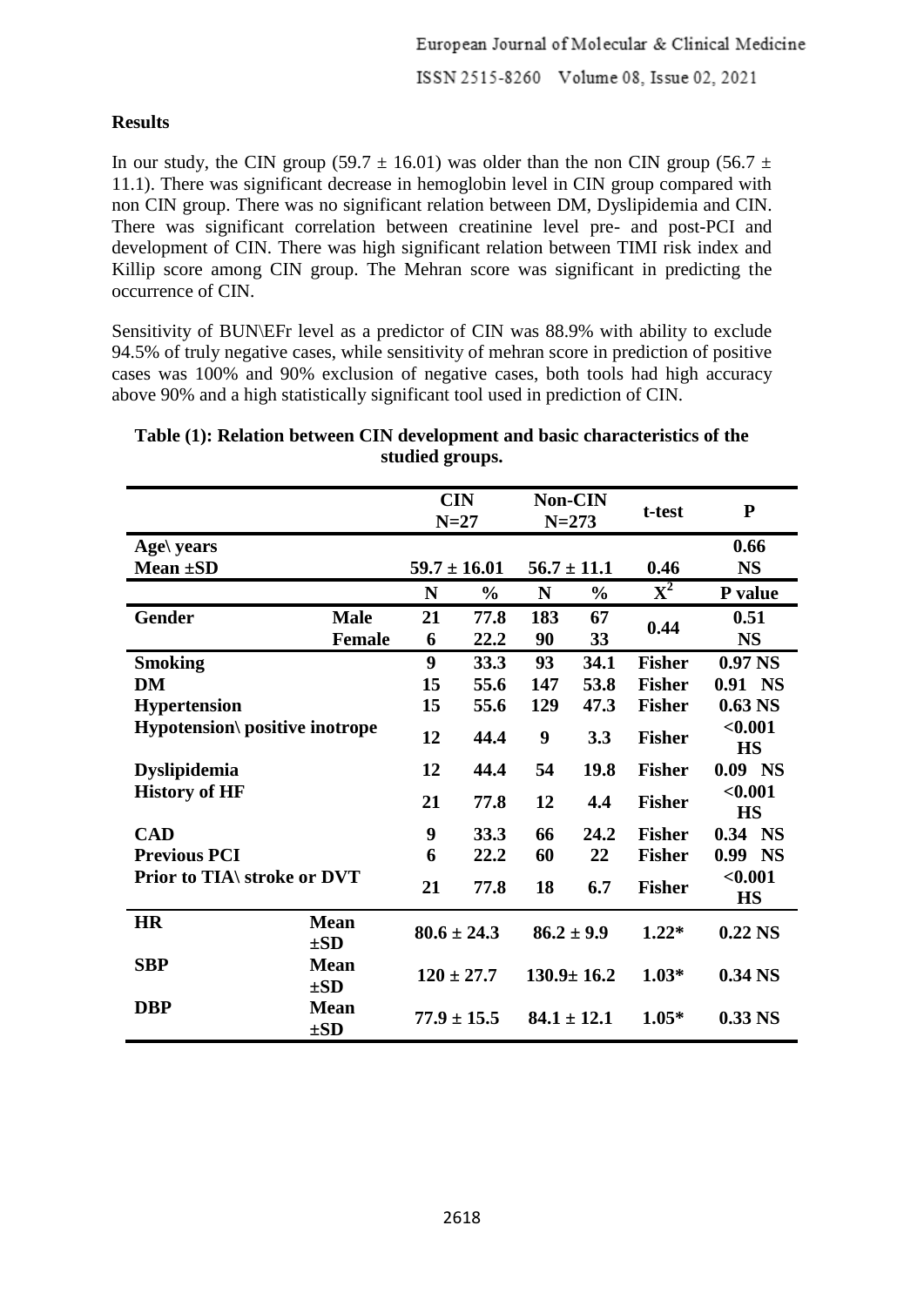**Results**

In our study, the CIN group (59.7 ± 16.01) was older than the non CIN group (56.7 ± 11.1). There was significant decrease in hemoglobin level in CIN group compared with non CIN group. There was no significant relation between DM, Dyslipidemia and CIN. There was significant correlation between creatinine level pre- and post-PCI and development of CIN. There was high significant relation between TIMI risk index and Killip score among CIN group. The Mehran score was significant in predicting the occurrence of CIN.

Sensitivity of BUN\EFr level as a predictor of CIN was 88.9% with ability to exclude 94.5% of truly negative cases, while sensitivity of mehran score in prediction of positive cases was 100% and 90% exclusion of negative cases, both tools had high accuracy above 90% and a high statistically significant tool used in prediction of CIN.

**Table (1): Relation between CIN development and basic characteristics of the studied groups.**

| | | CIN N=27 | | Non-CIN N=273 | | t-test | P |
|---|---|---|---|---|---|---|---|
| **Age\ years Mean ±SD** | | 59.7 ± 16.01 | | 56.7 ± 11.1 | | 0.46 | 0.66 NS |
| | | N | % | N | % | $X^2$ | P value |
| **Gender** | Male | 21 | 77.8 | 183 | 67 | 0.44 | 0.51 NS |
| | Female | 6 | 22.2 | 90 | 33 | | |
| **Smoking** | | 9 | 33.3 | 93 | 34.1 | Fisher | 0.97 NS |
| **DM** | | 15 | 55.6 | 147 | 53.8 | Fisher | 0.91 NS |
| **Hypertension** | | 15 | 55.6 | 129 | 47.3 | Fisher | 0.63 NS |
| **Hypotension\ positive inotrope** | | 12 | 44.4 | 9 | 3.3 | Fisher | <0.001 HS |
| **Dyslipidemia** | | 12 | 44.4 | 54 | 19.8 | Fisher | 0.09 NS |
| **History of HF** | | 21 | 77.8 | 12 | 4.4 | Fisher | <0.001 HS |
| **CAD** | | 9 | 33.3 | 66 | 24.2 | Fisher | 0.34 NS |
| **Previous PCI** | | 6 | 22.2 | 60 | 22 | Fisher | 0.99 NS |
| **Prior to TIA\ stroke or DVT** | | 21 | 77.8 | 18 | 6.7 | Fisher | <0.001 HS |
| **HR** | Mean ±SD | 80.6 ± 24.3 | | 86.2 ± 9.9 | | 1.22* | 0.22 NS |
| **SBP** | Mean ±SD | 120 ± 27.7 | | 130.9± 16.2 | | 1.03* | 0.34 NS |
| **DBP** | Mean ±SD | 77.9 ± 15.5 | | 84.1 ± 12.1 | | 1.05* | 0.33 NS |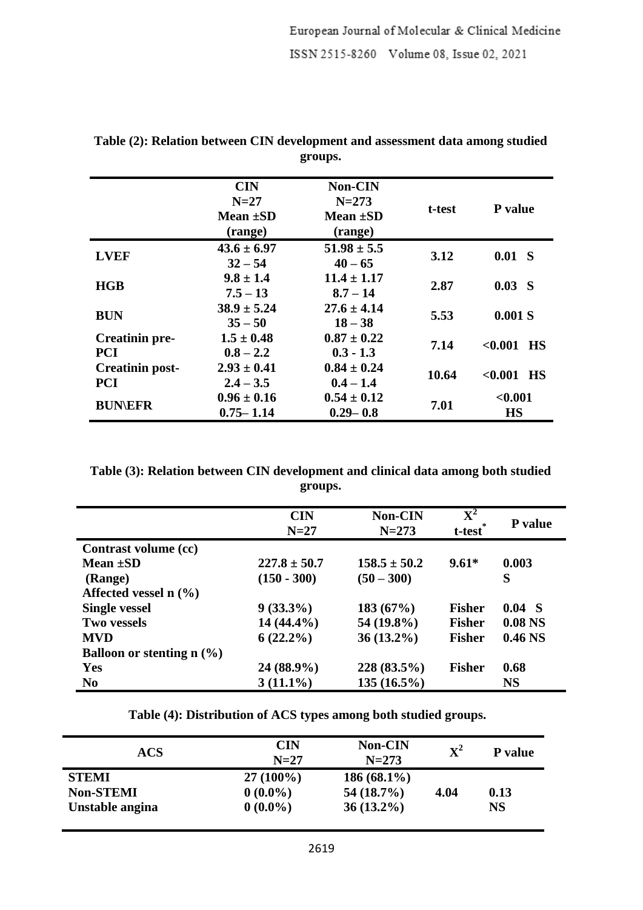**Table (2): Relation between CIN development and assessment data among studied groups.**

| | CIN N=27 Mean ±SD (range) | Non-CIN N=273 Mean ±SD (range) | t-test | P value |
|---|---|---|---|---|
| **LVEF** | 43.6 ± 6.97<br>32 – 54 | 51.98 ± 5.5<br>40 – 65 | 3.12 | 0.01 S |
| **HGB** | 9.8 ± 1.4<br>7.5 – 13 | 11.4 ± 1.17<br>8.7 – 14 | 2.87 | 0.03 S |
| **BUN** | 38.9 ± 5.24<br>35 – 50 | 27.6 ± 4.14<br>18 – 38 | 5.53 | 0.001 S |
| **Creatinin pre-PCI** | 1.5 ± 0.48<br>0.8 – 2.2 | 0.87 ± 0.22<br>0.3 - 1.3 | 7.14 | <0.001 HS |
| **Creatinin post-PCI** | 2.93 ± 0.41<br>2.4 – 3.5 | 0.84 ± 0.24<br>0.4 – 1.4 | 10.64 | <0.001 HS |
| **BUN\EFR** | 0.96 ± 0.16<br>0.75– 1.14 | 0.54 ± 0.12<br>0.29– 0.8 | 7.01 | <0.001 HS |

**Table (3): Relation between CIN development and clinical data among both studied groups.**

| | CIN N=27 | Non-CIN N=273 | $X^2$ t-test* | P value |
|---|---|---|---|---|
| **Contrast volume (cc)** | | | | |
| **Mean ±SD** | 227.8 ± 50.7 | 158.5 ± 50.2 | 9.61* | 0.003 |
| **(Range)** | (150 - 300) | (50 – 300) | | S |
| **Affected vessel n (%)** | | | | |
| **Single vessel** | 9 (33.3%) | 183 (67%) | Fisher | 0.04 S |
| **Two vessels** | 14 (44.4%) | 54 (19.8%) | Fisher | 0.08 NS |
| **MVD** | 6 (22.2%) | 36 (13.2%) | Fisher | 0.46 NS |
| **Balloon or stenting n (%)** | | | | |
| **Yes** | 24 (88.9%) | 228 (83.5%) | Fisher | 0.68 |
| **No** | 3 (11.1%) | 135 (16.5%) | | NS |

**Table (4): Distribution of ACS types among both studied groups.**

| ACS | CIN N=27 | Non-CIN N=273 | $X^2$ | P value |
|---|---|---|---|---|
| **STEMI** | 27 (100%) | 186 (68.1%) | | |
| **Non-STEMI** | 0 (0.0%) | 54 (18.7%) | 4.04 | 0.13 |
| **Unstable angina** | 0 (0.0%) | 36 (13.2%) | | NS |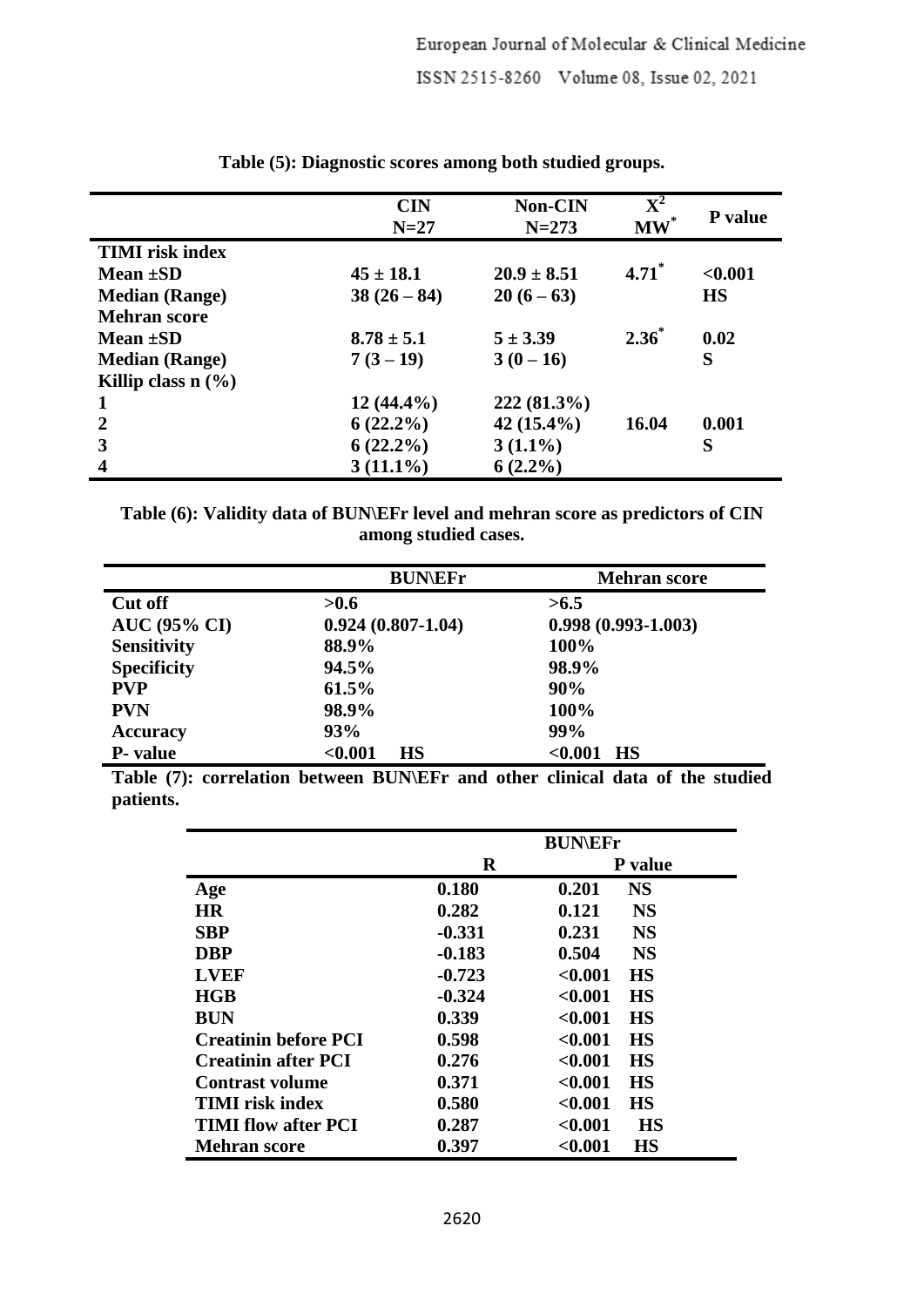**Table (5): Diagnostic scores among both studied groups.**

| | CIN N=27 | Non-CIN N=273 | $X^2$ $MW^*$ | P value |
|---|---|---|---|---|
| **TIMI risk index** | | | | |
| **Mean ±SD** | **45 ± 18.1** | **20.9 ± 8.51** | **4.71*** | **<0.001** |
| **Median (Range)** | **38 (26 – 84)** | **20 (6 – 63)** | | **HS** |
| **Mehran score** | | | | |
| **Mean ±SD** | **8.78 ± 5.1** | **5 ± 3.39** | **2.36*** | **0.02** |
| **Median (Range)** | **7 (3 – 19)** | **3 (0 – 16)** | | **S** |
| **Killip class n (%)** | | | | |
| **1** | **12 (44.4%)** | **222 (81.3%)** | | |
| **2** | **6 (22.2%)** | **42 (15.4%)** | **16.04** | **0.001** |
| **3** | **6 (22.2%)** | **3 (1.1%)** | | **S** |
| **4** | **3 (11.1%)** | **6 (2.2%)** | | |

**Table (6): Validity data of BUN\EFr level and mehran score as predictors of CIN among studied cases.**

| | BUN\EFr | Mehran score |
|---|---|---|
| **Cut off** | **>0.6** | **>6.5** |
| **AUC (95% CI)** | **0.924 (0.807-1.04)** | **0.998 (0.993-1.003)** |
| **Sensitivity** | **88.9%** | **100%** |
| **Specificity** | **94.5%** | **98.9%** |
| **PVP** | **61.5%** | **90%** |
| **PVN** | **98.9%** | **100%** |
| **Accuracy** | **93%** | **99%** |
| **P- value** | **<0.001 HS** | **<0.001 HS** |

**Table (7): correlation between BUN\EFr and other clinical data of the studied patients.**

| | BUN\EFr | |
|---|---|---|
| | **R** | **P value** |
| **Age** | **0.180** | **0.201 NS** |
| **HR** | **0.282** | **0.121 NS** |
| **SBP** | **-0.331** | **0.231 NS** |
| **DBP** | **-0.183** | **0.504 NS** |
| **LVEF** | **-0.723** | **<0.001 HS** |
| **HGB** | **-0.324** | **<0.001 HS** |
| **BUN** | **0.339** | **<0.001 HS** |
| **Creatinin before PCI** | **0.598** | **<0.001 HS** |
| **Creatinin after PCI** | **0.276** | **<0.001 HS** |
| **Contrast volume** | **0.371** | **<0.001 HS** |
| **TIMI risk index** | **0.580** | **<0.001 HS** |
| **TIMI flow after PCI** | **0.287** | **<0.001 HS** |
| **Mehran score** | **0.397** | **<0.001 HS** |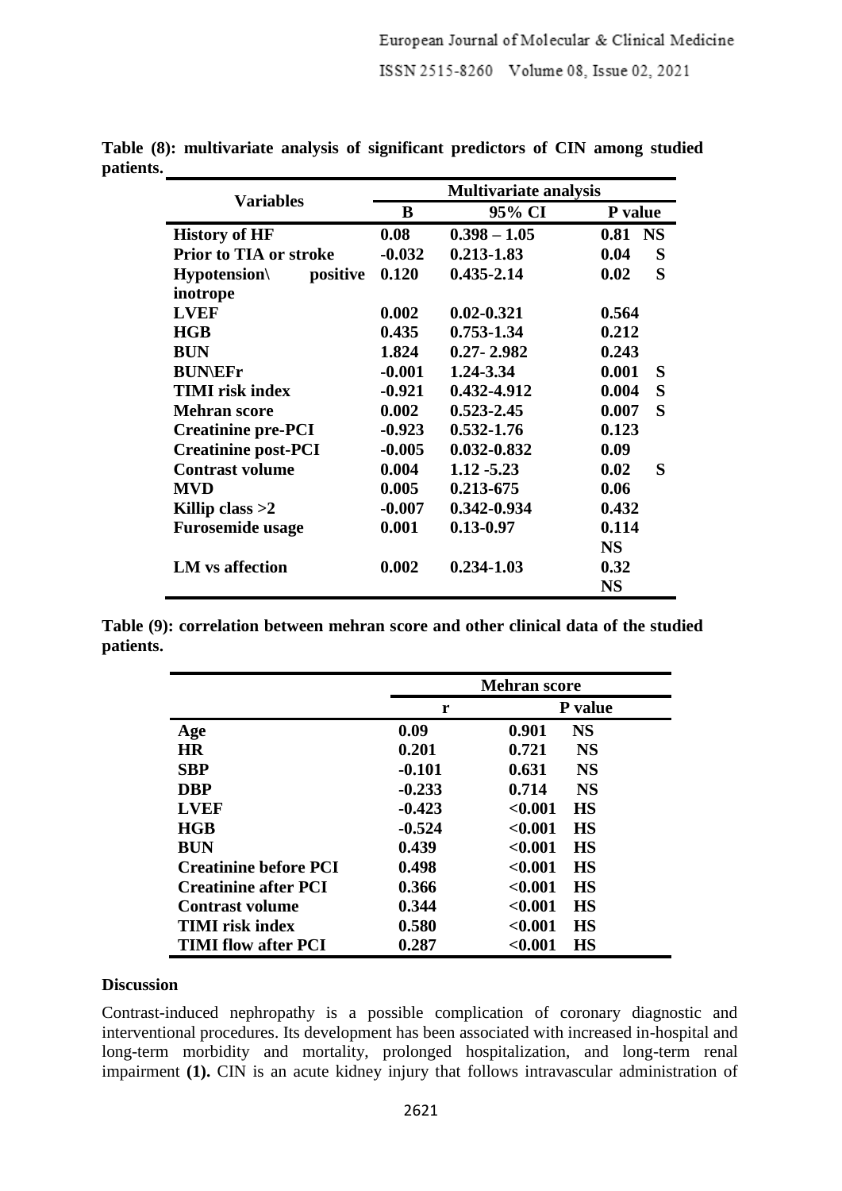**Table (8): multivariate analysis of significant predictors of CIN among studied patients.**

| Variables | Multivariate analysis | | |
|---|---|---|---|
| | **B** | **95% CI** | **P value** |
| **History of HF** | 0.08 | 0.398 – 1.05 | 0.81 NS |
| **Prior to TIA or stroke** | -0.032 | 0.213-1.83 | 0.04 S |
| **Hypotension\ positive inotrope** | 0.120 | 0.435-2.14 | 0.02 S |
| **LVEF** | 0.002 | 0.02-0.321 | 0.564 |
| **HGB** | 0.435 | 0.753-1.34 | 0.212 |
| **BUN** | 1.824 | 0.27- 2.982 | 0.243 |
| **BUN\EFr** | -0.001 | 1.24-3.34 | 0.001 S |
| **TIMI risk index** | -0.921 | 0.432-4.912 | 0.004 S |
| **Mehran score** | 0.002 | 0.523-2.45 | 0.007 S |
| **Creatinine pre-PCI** | -0.923 | 0.532-1.76 | 0.123 |
| **Creatinine post-PCI** | -0.005 | 0.032-0.832 | 0.09 |
| **Contrast volume** | 0.004 | 1.12 -5.23 | 0.02 S |
| **MVD** | 0.005 | 0.213-675 | 0.06 |
| **Killip class >2** | -0.007 | 0.342-0.934 | 0.432 |
| **Furosemide usage** | 0.001 | 0.13-0.97 | 0.114 NS |
| **LM vs affection** | 0.002 | 0.234-1.03 | 0.32 NS |

**Table (9): correlation between mehran score and other clinical data of the studied patients.**

| | Mehran score | |
|---|---|---|
| | **r** | **P value** |
| **Age** | 0.09 | 0.901 NS |
| **HR** | 0.201 | 0.721 NS |
| **SBP** | -0.101 | 0.631 NS |
| **DBP** | -0.233 | 0.714 NS |
| **LVEF** | -0.423 | <0.001 HS |
| **HGB** | -0.524 | <0.001 HS |
| **BUN** | 0.439 | <0.001 HS |
| **Creatinine before PCI** | 0.498 | <0.001 HS |
| **Creatinine after PCI** | 0.366 | <0.001 HS |
| **Contrast volume** | 0.344 | <0.001 HS |
| **TIMI risk index** | 0.580 | <0.001 HS |
| **TIMI flow after PCI** | 0.287 | <0.001 HS |

## Discussion

Contrast-induced nephropathy is a possible complication of coronary diagnostic and interventional procedures. Its development has been associated with increased in-hospital and long-term morbidity and mortality, prolonged hospitalization, and long-term renal impairment **(1).** CIN is an acute kidney injury that follows intravascular administration of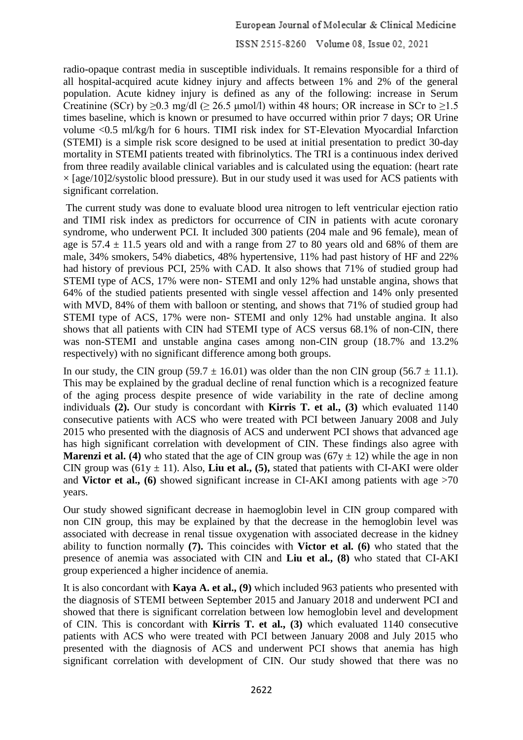radio-opaque contrast media in susceptible individuals. It remains responsible for a third of all hospital-acquired acute kidney injury and affects between 1% and 2% of the general population. Acute kidney injury is defined as any of the following: increase in Serum Creatinine (SCr) by ≥0.3 mg/dl (≥ 26.5 μmol/l) within 48 hours; OR increase in SCr to ≥1.5 times baseline, which is known or presumed to have occurred within prior 7 days; OR Urine volume <0.5 ml/kg/h for 6 hours. TIMI risk index for ST-Elevation Myocardial Infarction (STEMI) is a simple risk score designed to be used at initial presentation to predict 30-day mortality in STEMI patients treated with fibrinolytics. The TRI is a continuous index derived from three readily available clinical variables and is calculated using the equation: (heart rate × [age/10]2/systolic blood pressure). But in our study used it was used for ACS patients with significant correlation.

The current study was done to evaluate blood urea nitrogen to left ventricular ejection ratio and TIMI risk index as predictors for occurrence of CIN in patients with acute coronary syndrome, who underwent PCI. It included 300 patients (204 male and 96 female), mean of age is 57.4 ± 11.5 years old and with a range from 27 to 80 years old and 68% of them are male, 34% smokers, 54% diabetics, 48% hypertensive, 11% had past history of HF and 22% had history of previous PCI, 25% with CAD. It also shows that 71% of studied group had STEMI type of ACS, 17% were non- STEMI and only 12% had unstable angina, shows that 64% of the studied patients presented with single vessel affection and 14% only presented with MVD, 84% of them with balloon or stenting, and shows that 71% of studied group had STEMI type of ACS, 17% were non- STEMI and only 12% had unstable angina. It also shows that all patients with CIN had STEMI type of ACS versus 68.1% of non-CIN, there was non-STEMI and unstable angina cases among non-CIN group (18.7% and 13.2% respectively) with no significant difference among both groups.

In our study, the CIN group (59.7 ± 16.01) was older than the non CIN group (56.7 ± 11.1). This may be explained by the gradual decline of renal function which is a recognized feature of the aging process despite presence of wide variability in the rate of decline among individuals **(2).** Our study is concordant with **Kirris T. et al., (3)** which evaluated 1140 consecutive patients with ACS who were treated with PCI between January 2008 and July 2015 who presented with the diagnosis of ACS and underwent PCI shows that advanced age has high significant correlation with development of CIN. These findings also agree with **Marenzi et al. (4)** who stated that the age of CIN group was (67y ± 12) while the age in non CIN group was (61y ± 11). Also, **Liu et al., (5),** stated that patients with CI-AKI were older and **Victor et al., (6)** showed significant increase in CI-AKI among patients with age >70 years.

Our study showed significant decrease in haemoglobin level in CIN group compared with non CIN group, this may be explained by that the decrease in the hemoglobin level was associated with decrease in renal tissue oxygenation with associated decrease in the kidney ability to function normally **(7).** This coincides with **Victor et al. (6)** who stated that the presence of anemia was associated with CIN and **Liu et al., (8)** who stated that CI-AKI group experienced a higher incidence of anemia.

It is also concordant with **Kaya A. et al., (9)** which included 963 patients who presented with the diagnosis of STEMI between September 2015 and January 2018 and underwent PCI and showed that there is significant correlation between low hemoglobin level and development of CIN. This is concordant with **Kirris T. et al., (3)** which evaluated 1140 consecutive patients with ACS who were treated with PCI between January 2008 and July 2015 who presented with the diagnosis of ACS and underwent PCI shows that anemia has high significant correlation with development of CIN. Our study showed that there was no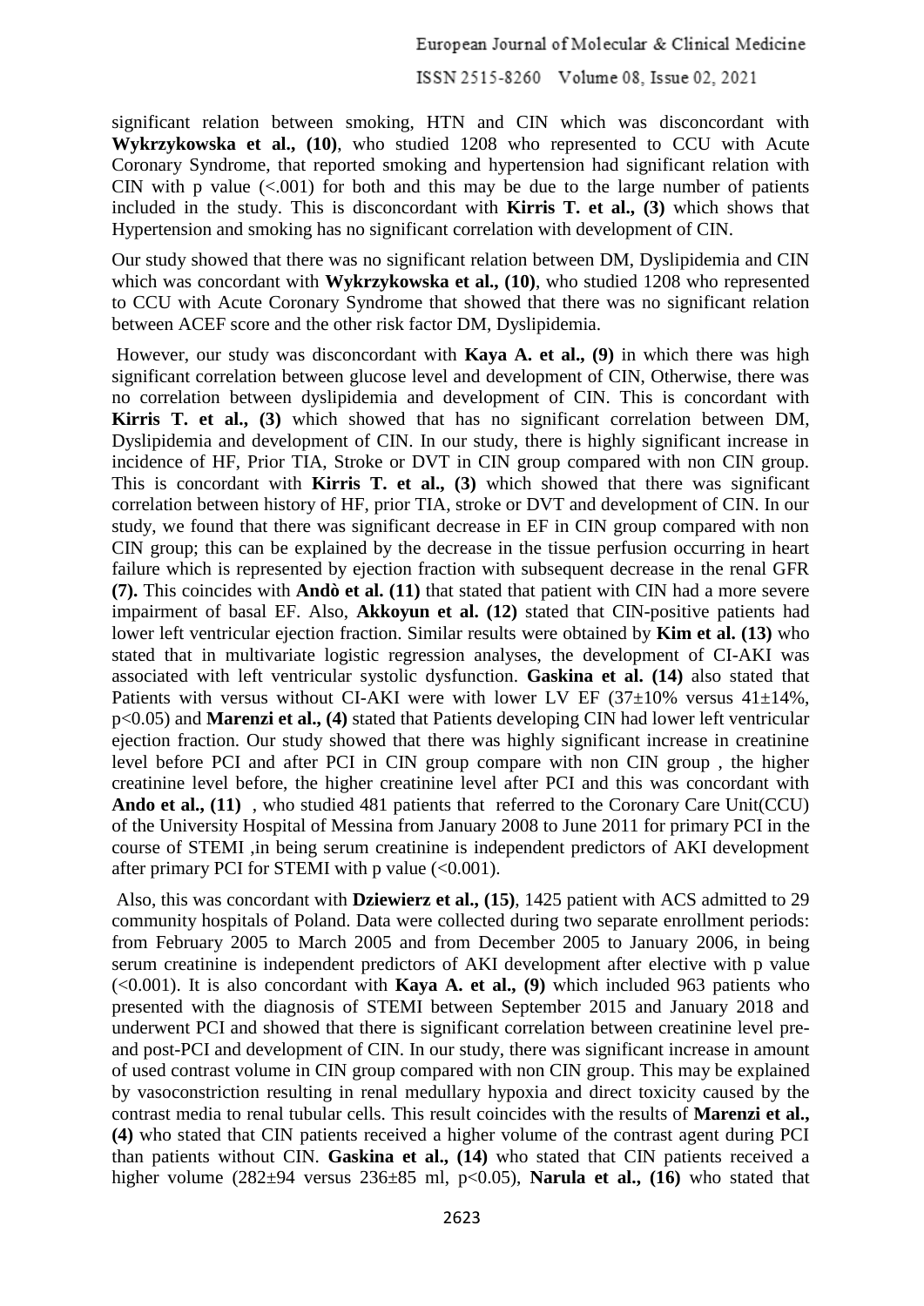significant relation between smoking, HTN and CIN which was disconcordant with **Wykrzykowska et al., (10)**, who studied 1208 who represented to CCU with Acute Coronary Syndrome, that reported smoking and hypertension had significant relation with CIN with p value (<.001) for both and this may be due to the large number of patients included in the study. This is disconcordant with **Kirris T. et al., (3)** which shows that Hypertension and smoking has no significant correlation with development of CIN.

Our study showed that there was no significant relation between DM, Dyslipidemia and CIN which was concordant with **Wykrzykowska et al., (10)**, who studied 1208 who represented to CCU with Acute Coronary Syndrome that showed that there was no significant relation between ACEF score and the other risk factor DM, Dyslipidemia.

However, our study was disconcordant with **Kaya A. et al., (9)** in which there was high significant correlation between glucose level and development of CIN, Otherwise, there was no correlation between dyslipidemia and development of CIN. This is concordant with **Kirris T. et al., (3)** which showed that has no significant correlation between DM, Dyslipidemia and development of CIN. In our study, there is highly significant increase in incidence of HF, Prior TIA, Stroke or DVT in CIN group compared with non CIN group. This is concordant with **Kirris T. et al., (3)** which showed that there was significant correlation between history of HF, prior TIA, stroke or DVT and development of CIN. In our study, we found that there was significant decrease in EF in CIN group compared with non CIN group; this can be explained by the decrease in the tissue perfusion occurring in heart failure which is represented by ejection fraction with subsequent decrease in the renal GFR **(7).** This coincides with **Andò et al. (11)** that stated that patient with CIN had a more severe impairment of basal EF. Also, **Akkoyun et al. (12)** stated that CIN-positive patients had lower left ventricular ejection fraction. Similar results were obtained by **Kim et al. (13)** who stated that in multivariate logistic regression analyses, the development of CI-AKI was associated with left ventricular systolic dysfunction. **Gaskina et al. (14)** also stated that Patients with versus without CI-AKI were with lower LV EF (37±10% versus 41±14%, $p<0.05$) and **Marenzi et al., (4)** stated that Patients developing CIN had lower left ventricular ejection fraction. Our study showed that there was highly significant increase in creatinine level before PCI and after PCI in CIN group compare with non CIN group , the higher creatinine level before, the higher creatinine level after PCI and this was concordant with **Ando et al., (11)** , who studied 481 patients that referred to the Coronary Care Unit(CCU) of the University Hospital of Messina from January 2008 to June 2011 for primary PCI in the course of STEMI ,in being serum creatinine is independent predictors of AKI development after primary PCI for STEMI with p value (<0.001).

Also, this was concordant with **Dziewierz et al., (15)**, 1425 patient with ACS admitted to 29 community hospitals of Poland. Data were collected during two separate enrollment periods: from February 2005 to March 2005 and from December 2005 to January 2006, in being serum creatinine is independent predictors of AKI development after elective with p value (<0.001). It is also concordant with **Kaya A. et al., (9)** which included 963 patients who presented with the diagnosis of STEMI between September 2015 and January 2018 and underwent PCI and showed that there is significant correlation between creatinine level pre- and post-PCI and development of CIN. In our study, there was significant increase in amount of used contrast volume in CIN group compared with non CIN group. This may be explained by vasoconstriction resulting in renal medullary hypoxia and direct toxicity caused by the contrast media to renal tubular cells. This result coincides with the results of **Marenzi et al., (4)** who stated that CIN patients received a higher volume of the contrast agent during PCI than patients without CIN. **Gaskina et al., (14)** who stated that CIN patients received a higher volume (282±94 versus 236±85 ml, $p<0.05$), **Narula et al., (16)** who stated that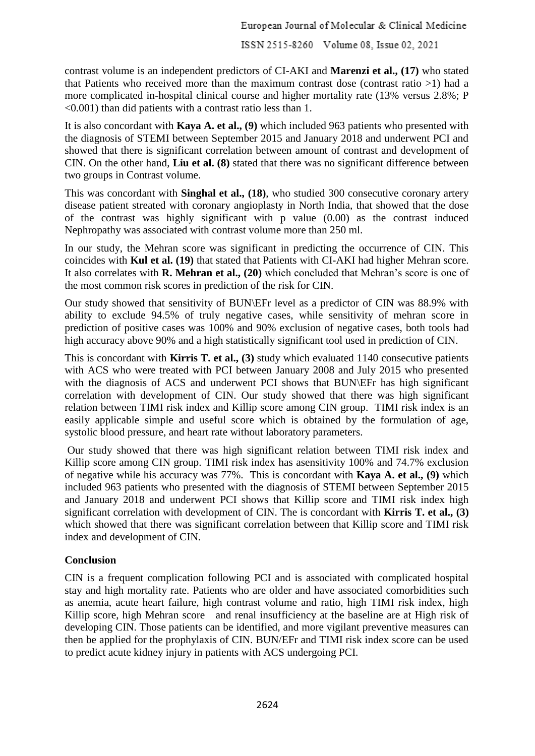contrast volume is an independent predictors of CI-AKI and **Marenzi et al., (17)** who stated that Patients who received more than the maximum contrast dose (contrast ratio >1) had a more complicated in-hospital clinical course and higher mortality rate (13% versus 2.8%; P <0.001) than did patients with a contrast ratio less than 1.

It is also concordant with **Kaya A. et al., (9)** which included 963 patients who presented with the diagnosis of STEMI between September 2015 and January 2018 and underwent PCI and showed that there is significant correlation between amount of contrast and development of CIN. On the other hand, **Liu et al. (8)** stated that there was no significant difference between two groups in Contrast volume.

This was concordant with **Singhal et al., (18)**, who studied 300 consecutive coronary artery disease patient streated with coronary angioplasty in North India, that showed that the dose of the contrast was highly significant with p value (0.00) as the contrast induced Nephropathy was associated with contrast volume more than 250 ml.

In our study, the Mehran score was significant in predicting the occurrence of CIN. This coincides with **Kul et al. (19)** that stated that Patients with CI-AKI had higher Mehran score. It also correlates with **R. Mehran et al., (20)** which concluded that Mehran's score is one of the most common risk scores in prediction of the risk for CIN.

Our study showed that sensitivity of BUN\EFr level as a predictor of CIN was 88.9% with ability to exclude 94.5% of truly negative cases, while sensitivity of mehran score in prediction of positive cases was 100% and 90% exclusion of negative cases, both tools had high accuracy above 90% and a high statistically significant tool used in prediction of CIN.

This is concordant with **Kirris T. et al., (3)** study which evaluated 1140 consecutive patients with ACS who were treated with PCI between January 2008 and July 2015 who presented with the diagnosis of ACS and underwent PCI shows that BUN\EFr has high significant correlation with development of CIN. Our study showed that there was high significant relation between TIMI risk index and Killip score among CIN group. TIMI risk index is an easily applicable simple and useful score which is obtained by the formulation of age, systolic blood pressure, and heart rate without laboratory parameters.

Our study showed that there was high significant relation between TIMI risk index and Killip score among CIN group. TIMI risk index has asensitivity 100% and 74.7% exclusion of negative while his accuracy was 77%. This is concordant with **Kaya A. et al., (9)** which included 963 patients who presented with the diagnosis of STEMI between September 2015 and January 2018 and underwent PCI shows that Killip score and TIMI risk index high significant correlation with development of CIN. The is concordant with **Kirris T. et al., (3)** which showed that there was significant correlation between that Killip score and TIMI risk index and development of CIN.

## Conclusion

CIN is a frequent complication following PCI and is associated with complicated hospital stay and high mortality rate. Patients who are older and have associated comorbidities such as anemia, acute heart failure, high contrast volume and ratio, high TIMI risk index, high Killip score, high Mehran score and renal insufficiency at the baseline are at High risk of developing CIN. Those patients can be identified, and more vigilant preventive measures can then be applied for the prophylaxis of CIN. BUN/EFr and TIMI risk index score can be used to predict acute kidney injury in patients with ACS undergoing PCI.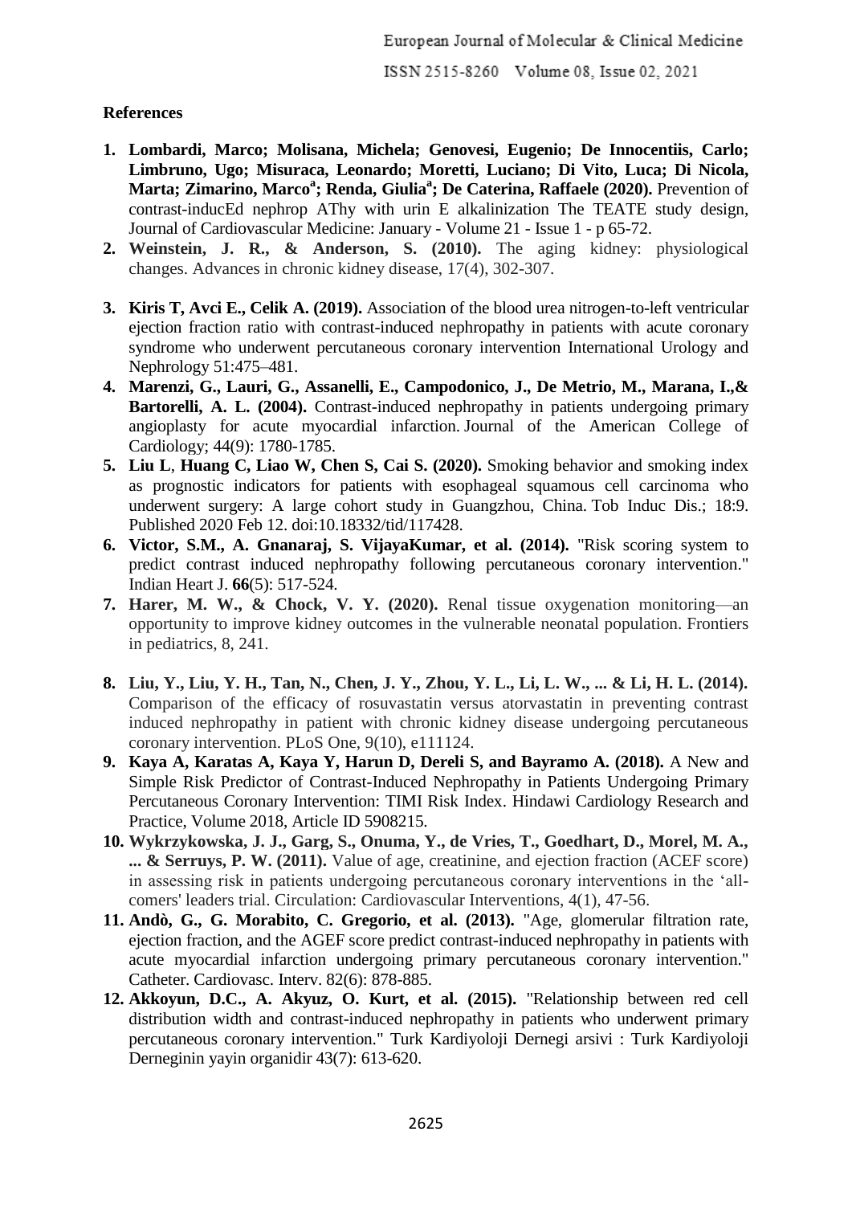**References**

1. **Lombardi, Marco; Molisana, Michela; Genovesi, Eugenio; De Innocentiis, Carlo; Limbruno, Ugo; Misuraca, Leonardo; Moretti, Luciano; Di Vito, Luca; Di Nicola, Marta; Zimarino, Marco[a]; Renda, Giulia[a]; De Caterina, Raffaele (2020).** Prevention of contrast-inducEd nephrop AThy with urin E alkalinization The TEATE study design, Journal of Cardiovascular Medicine: January - Volume 21 - Issue 1 - p 65-72.
2. **Weinstein, J. R., & Anderson, S. (2010).** The aging kidney: physiological changes. Advances in chronic kidney disease, 17(4), 302-307.
3. **Kiris T, Avci E., Celik A. (2019).** Association of the blood urea nitrogen-to-left ventricular ejection fraction ratio with contrast-induced nephropathy in patients with acute coronary syndrome who underwent percutaneous coronary intervention International Urology and Nephrology 51:475–481.
4. **Marenzi, G., Lauri, G., Assanelli, E., Campodonico, J., De Metrio, M., Marana, I.,& Bartorelli, A. L. (2004).** Contrast-induced nephropathy in patients undergoing primary angioplasty for acute myocardial infarction. Journal of the American College of Cardiology; 44(9): 1780-1785.
5. **Liu L**, **Huang C, Liao W, Chen S, Cai S. (2020).** Smoking behavior and smoking index as prognostic indicators for patients with esophageal squamous cell carcinoma who underwent surgery: A large cohort study in Guangzhou, China. Tob Induc Dis.; 18:9. Published 2020 Feb 12. doi:10.18332/tid/117428.
6. **Victor, S.M., A. Gnanaraj, S. VijayaKumar, et al. (2014).** "Risk scoring system to predict contrast induced nephropathy following percutaneous coronary intervention." Indian Heart J. **66**(5): 517-524.
7. **Harer, M. W., & Chock, V. Y. (2020).** Renal tissue oxygenation monitoring—an opportunity to improve kidney outcomes in the vulnerable neonatal population. Frontiers in pediatrics, 8, 241.
8. **Liu, Y., Liu, Y. H., Tan, N., Chen, J. Y., Zhou, Y. L., Li, L. W., ... & Li, H. L. (2014).** Comparison of the efficacy of rosuvastatin versus atorvastatin in preventing contrast induced nephropathy in patient with chronic kidney disease undergoing percutaneous coronary intervention. PLoS One, 9(10), e111124.
9. **Kaya A, Karatas A, Kaya Y, Harun D, Dereli S, and Bayramo A. (2018).** A New and Simple Risk Predictor of Contrast-Induced Nephropathy in Patients Undergoing Primary Percutaneous Coronary Intervention: TIMI Risk Index. Hindawi Cardiology Research and Practice, Volume 2018, Article ID 5908215.
10. **Wykrzykowska, J. J., Garg, S., Onuma, Y., de Vries, T., Goedhart, D., Morel, M. A., ... & Serruys, P. W. (2011).** Value of age, creatinine, and ejection fraction (ACEF score) in assessing risk in patients undergoing percutaneous coronary interventions in the 'all-comers' leaders trial. Circulation: Cardiovascular Interventions, 4(1), 47-56.
11. **Andò, G., G. Morabito, C. Gregorio, et al. (2013).** "Age, glomerular filtration rate, ejection fraction, and the AGEF score predict contrast-induced nephropathy in patients with acute myocardial infarction undergoing primary percutaneous coronary intervention." Catheter. Cardiovasc. Interv. 82(6): 878-885.
12. **Akkoyun, D.C., A. Akyuz, O. Kurt, et al. (2015).** "Relationship between red cell distribution width and contrast-induced nephropathy in patients who underwent primary percutaneous coronary intervention." Turk Kardiyoloji Dernegi arsivi : Turk Kardiyoloji Derneginin yayin organidir 43(7): 613-620.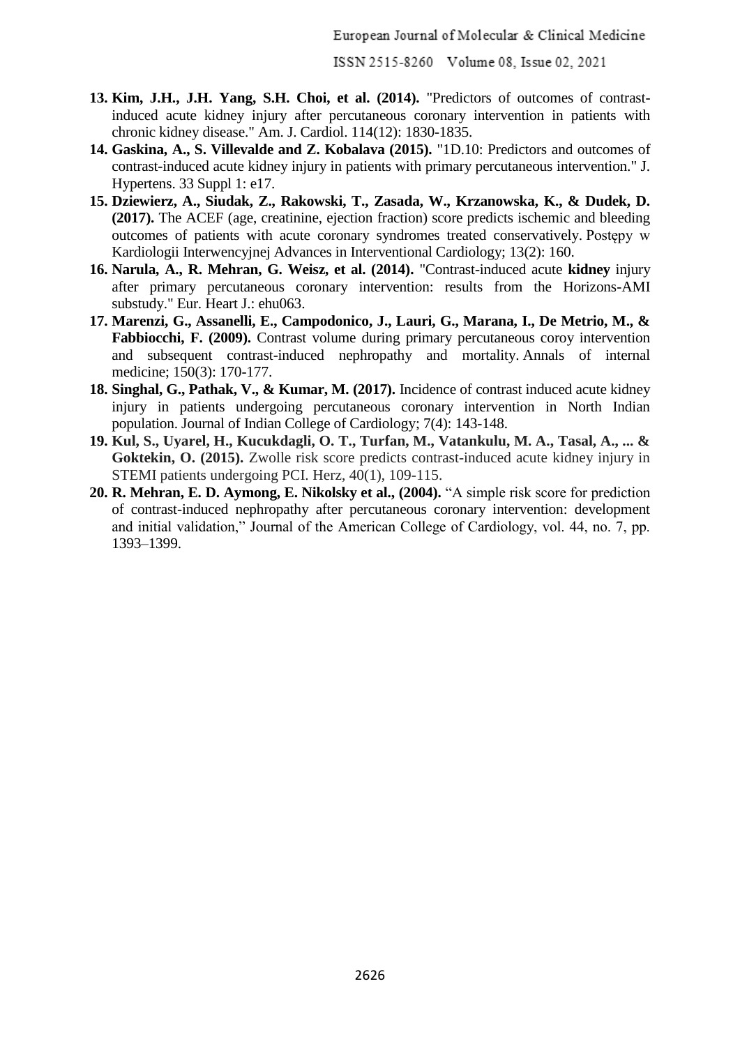13. **Kim, J.H., J.H. Yang, S.H. Choi, et al. (2014).** "Predictors of outcomes of contrast-induced acute kidney injury after percutaneous coronary intervention in patients with chronic kidney disease." Am. J. Cardiol. 114(12): 1830-1835.
14. **Gaskina, A., S. Villevalde and Z. Kobalava (2015).** "1D.10: Predictors and outcomes of contrast-induced acute kidney injury in patients with primary percutaneous intervention." J. Hypertens. 33 Suppl 1: e17.
15. **Dziewierz, A., Siudak, Z., Rakowski, T., Zasada, W., Krzanowska, K., & Dudek, D. (2017).** The ACEF (age, creatinine, ejection fraction) score predicts ischemic and bleeding outcomes of patients with acute coronary syndromes treated conservatively. Postępy w Kardiologii Interwencyjnej Advances in Interventional Cardiology; 13(2): 160.
16. **Narula, A., R. Mehran, G. Weisz, et al. (2014).** "Contrast-induced acute **kidney** injury after primary percutaneous coronary intervention: results from the Horizons-AMI substudy." Eur. Heart J.: ehu063.
17. **Marenzi, G., Assanelli, E., Campodonico, J., Lauri, G., Marana, I., De Metrio, M., & Fabbiocchi, F. (2009).** Contrast volume during primary percutaneous coroy intervention and subsequent contrast-induced nephropathy and mortality. Annals of internal medicine; 150(3): 170-177.
18. **Singhal, G., Pathak, V., & Kumar, M. (2017).** Incidence of contrast induced acute kidney injury in patients undergoing percutaneous coronary intervention in North Indian population. Journal of Indian College of Cardiology; 7(4): 143-148.
19. **Kul, S., Uyarel, H., Kucukdagli, O. T., Turfan, M., Vatankulu, M. A., Tasal, A., ... & Goktekin, O. (2015).** Zwolle risk score predicts contrast-induced acute kidney injury in STEMI patients undergoing PCI. Herz, 40(1), 109-115.
20. **R. Mehran, E. D. Aymong, E. Nikolsky et al., (2004).** "A simple risk score for prediction of contrast-induced nephropathy after percutaneous coronary intervention: development and initial validation," Journal of the American College of Cardiology, vol. 44, no. 7, pp. 1393–1399.